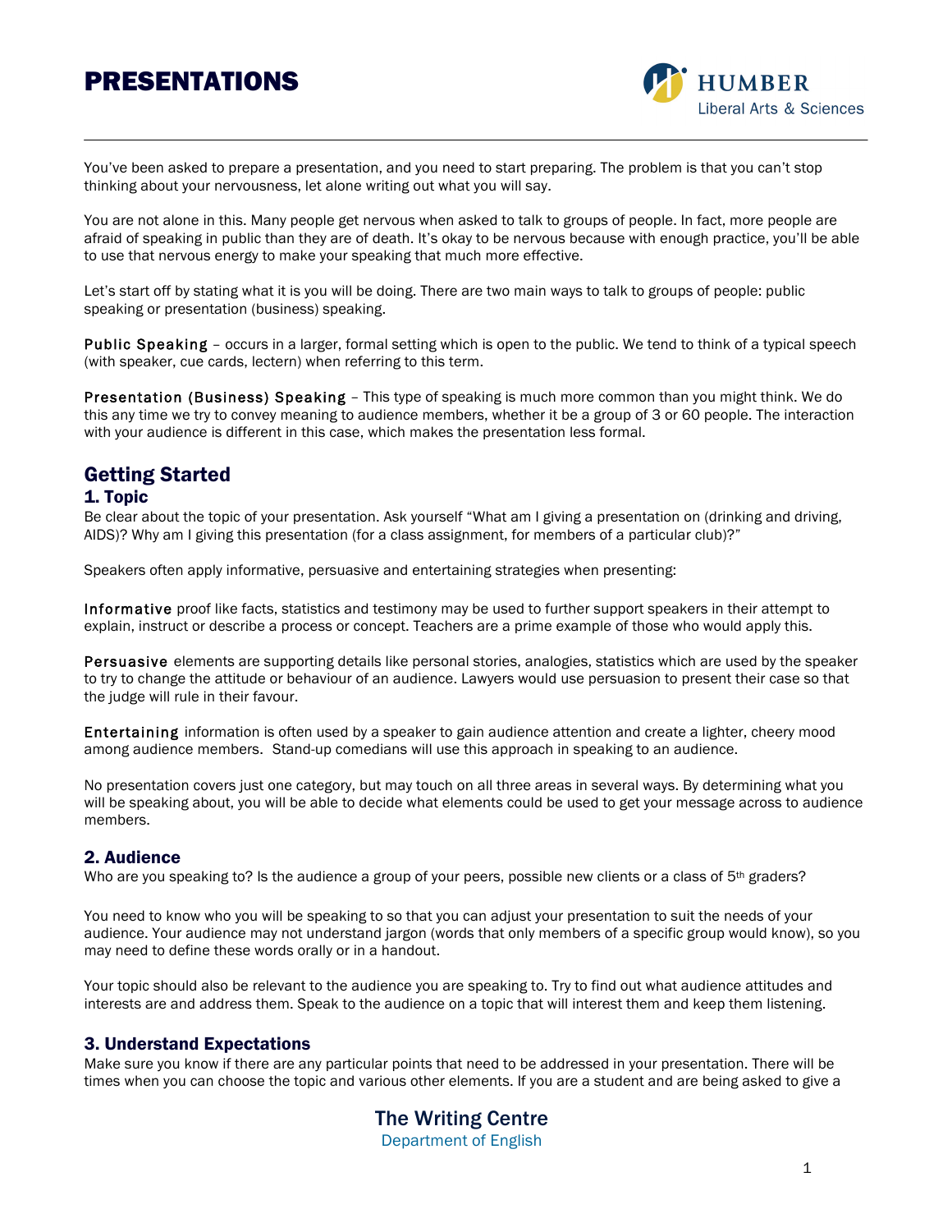# PRESENTATIONS

You've been asked to prepare a presentation, and you need to start preparing. The problem is that you can't stop thinking about your nervousness, let alone writing out what you will say.

You are not alone in this. Many people get nervous when asked to talk to groups of people. In fact, more people are afraid of speaking in public than they are of death. It's okay to be nervous because with enough practice, you'll be able to use that nervous energy to make your speaking that much more effective.

Let's start off by stating what it is you will be doing. There are two main ways to talk to groups of people: public speaking or presentation (business) speaking.

**Public Speaking** – occurs in a larger, formal setting which is open to the public. We tend to think of a typical speech (with speaker, cue cards, lectern) when referring to this term.

**Presentation (Business) Speaking** – This type of speaking is much more common than you might think. We do this any time we try to convey meaning to audience members, whether it be a group of 3 or 60 people. The interaction with your audience is different in this case, which makes the presentation less formal.

## Getting Started

### 1. Topic

Be clear about the topic of your presentation. Ask yourself "What am I giving a presentation on (drinking and driving, AIDS)? Why am I giving this presentation (for a class assignment, for members of a particular club)?"

Speakers often apply informative, persuasive and entertaining strategies when presenting:

**Informative** proof like facts, statistics and testimony may be used to further support speakers in their attempt to explain, instruct or describe a process or concept. Teachers are a prime example of those who would apply this.

**Persuasive** elements are supporting details like personal stories, analogies, statistics which are used by the speaker to try to change the attitude or behaviour of an audience. Lawyers would use persuasion to present their case so that the judge will rule in their favour.

**Entertaining** information is often used by a speaker to gain audience attention and create a lighter, cheery mood among audience members. Stand-up comedians will use this approach in speaking to an audience.

No presentation covers just one category, but may touch on all three areas in several ways. By determining what you will be speaking about, you will be able to decide what elements could be used to get your message across to audience members.

### 2. Audience

Who are you speaking to? Is the audience a group of your peers, possible new clients or a class of 5th graders?

You need to know who you will be speaking to so that you can adjust your presentation to suit the needs of your audience. Your audience may not understand jargon (words that only members of a specific group would know), so you may need to define these words orally or in a handout.

Your topic should also be relevant to the audience you are speaking to. Try to find out what audience attitudes and interests are and address them. Speak to the audience on a topic that will interest them and keep them listening.

### 3. Understand Expectations

Make sure you know if there are any particular points that need to be addressed in your presentation. There will be times when you can choose the topic and various other elements. If you are a student and are being asked to give a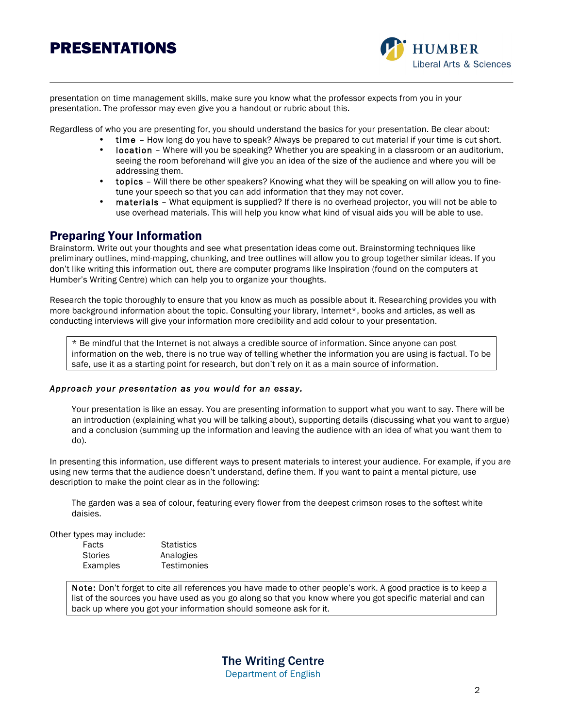presentation on time management skills, make sure you know what the professor expects from you in your presentation. The professor may even give you a handout or rubric about this.

Regardless of who you are presenting for, you should understand the basics for your presentation. Be clear about:

- time – How long do you have to speak? Always be prepared to cut material if your time is cut short.
- location – Where will you be speaking? Whether you are speaking in a classroom or an auditorium, seeing the room beforehand will give you an idea of the size of the audience and where you will be addressing them.
- topics – Will there be other speakers? Knowing what they will be speaking on will allow you to fine-tune your speech so that you can add information that they may not cover.
- materials – What equipment is supplied? If there is no overhead projector, you will not be able to use overhead materials. This will help you know what kind of visual aids you will be able to use.

## Preparing Your Information

Brainstorm. Write out your thoughts and see what presentation ideas come out. Brainstorming techniques like preliminary outlines, mind-mapping, chunking, and tree outlines will allow you to group together similar ideas. If you don't like writing this information out, there are computer programs like Inspiration (found on the computers at Humber's Writing Centre) which can help you to organize your thoughts.

Research the topic thoroughly to ensure that you know as much as possible about it. Researching provides you with more background information about the topic. Consulting your library, Internet*, books and articles, as well as conducting interviews will give your information more credibility and add colour to your presentation.

> * Be mindful that the Internet is not always a credible source of information. Since anyone can post information on the web, there is no true way of telling whether the information you are using is factual. To be safe, use it as a starting point for research, but don't rely on it as a main source of information.

*Approach your presentation as you would for an essay.*

Your presentation is like an essay. You are presenting information to support what you want to say. There will be an introduction (explaining what you will be talking about), supporting details (discussing what you want to argue) and a conclusion (summing up the information and leaving the audience with an idea of what you want them to do).

In presenting this information, use different ways to present materials to interest your audience. For example, if you are using new terms that the audience doesn't understand, define them. If you want to paint a mental picture, use description to make the point clear as in the following:

> The garden was a sea of colour, featuring every flower from the deepest crimson roses to the softest white daisies.

Other types may include:

| | |
|---|---|
| Facts | Statistics |
| Stories | Analogies |
| Examples | Testimonies |

> **Note:** Don't forget to cite all references you have made to other people's work. A good practice is to keep a list of the sources you have used as you go along so that you know where you got specific material and can back up where you got your information should someone ask for it.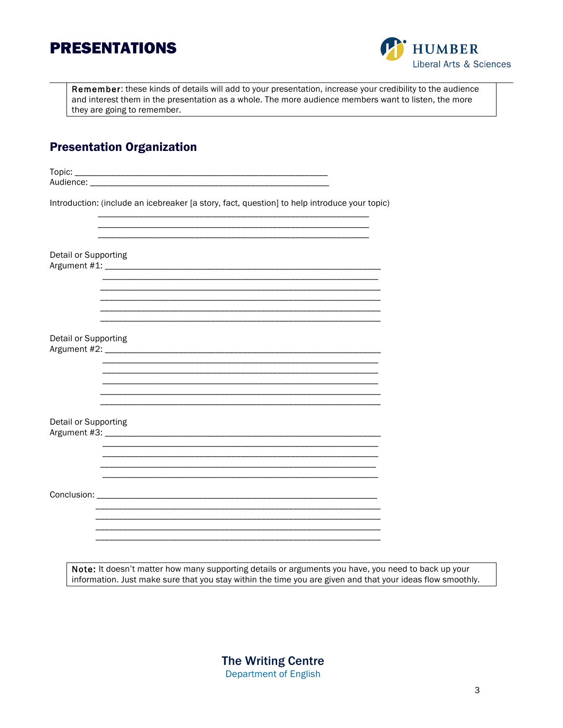**Remember**: these kinds of details will add to your presentation, increase your credibility to the audience and interest them in the presentation as a whole. The more audience members want to listen, the more they are going to remember.

## Presentation Organization

Topic: ___________________________________________________________

Audience: ________________________________________________________

Introduction: (include an icebreaker [a story, fact, question] to help introduce your topic)

_______________________________________________________________

_______________________________________________________________

_______________________________________________________________

Detail or Supporting Argument #1: _________________________________________________________________

_________________________________________________________________

_________________________________________________________________

_________________________________________________________________

_________________________________________________________________

_________________________________________________________________

Detail or Supporting Argument #2: _________________________________________________________________

_________________________________________________________________

_________________________________________________________________

_________________________________________________________________

_________________________________________________________________

_________________________________________________________________

Detail or Supporting Argument #3: _________________________________________________________________

_________________________________________________________________

_________________________________________________________________

_________________________________________________________________

_________________________________________________________________

Conclusion: _________________________________________________________________

_________________________________________________________________

_________________________________________________________________

_________________________________________________________________

_________________________________________________________________

**Note:** It doesn't matter how many supporting details or arguments you have, you need to back up your information. Just make sure that you stay within the time you are given and that your ideas flow smoothly.